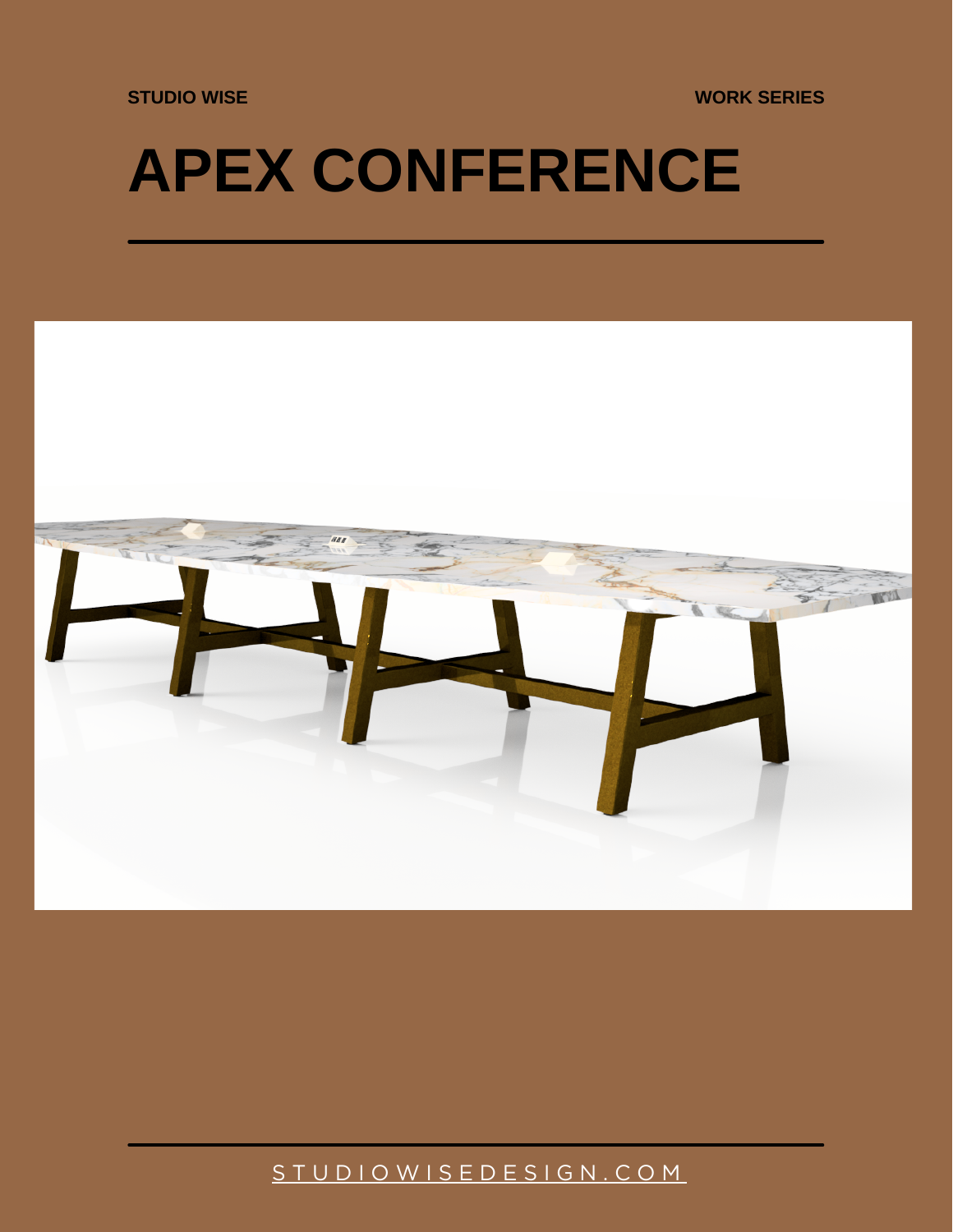STUDIO WISE

WORK SERIES

# APEX CONFERENCE

STUDIOWISEDESIGN.COM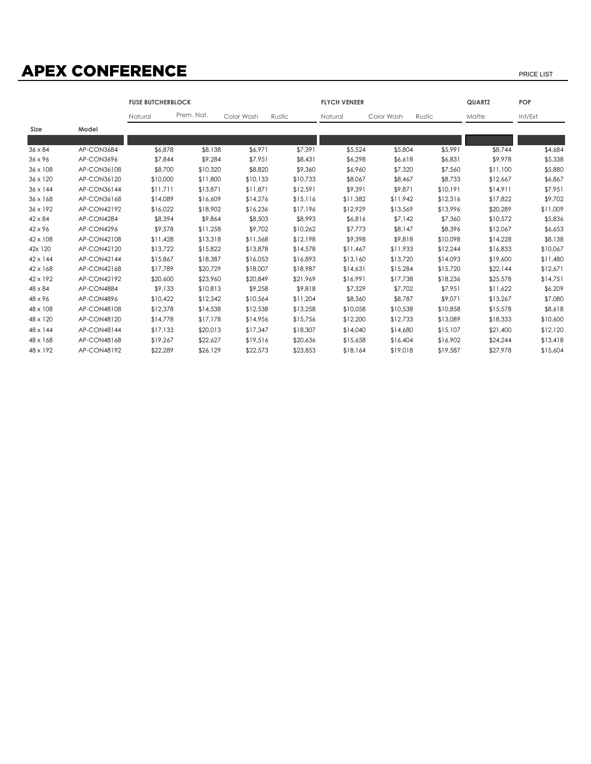# APEX CONFERENCE

PRICE LIST

| | | FUSE BUTCHERBLOCK | | | | FLYCH VENEER | | | QUARTZ | POP |
|---|---|---|---|---|---|---|---|---|---|---|
| | | Natural | Prem. Nat. | Color Wash | Rustic | Natural | Color Wash | Rustic | Matte | Int/Ext |
| Size | Model | | | | | | | | | |
| 36 x 84 | AP-CON3684 | $6,878 | $8,138 | $6,971 | $7,391 | $5,524 | $5,804 | $5,991 | $8,744 | $4,684 |
| 36 x 96 | AP-CON3696 | $7,844 | $9,284 | $7,951 | $8,431 | $6,298 | $6,618 | $6,831 | $9,978 | $5,338 |
| 36 x 108 | AP-CON36108 | $8,700 | $10,320 | $8,820 | $9,360 | $6,960 | $7,320 | $7,560 | $11,100 | $5,880 |
| 36 x 120 | AP-CON36120 | $10,000 | $11,800 | $10,133 | $10,733 | $8,067 | $8,467 | $8,733 | $12,667 | $6,867 |
| 36 x 144 | AP-CON36144 | $11,711 | $13,871 | $11,871 | $12,591 | $9,391 | $9,871 | $10,191 | $14,911 | $7,951 |
| 36 x 168 | AP-CON36168 | $14,089 | $16,609 | $14,276 | $15,116 | $11,382 | $11,942 | $12,316 | $17,822 | $9,702 |
| 36 x 192 | AP-CON42192 | $16,022 | $18,902 | $16,236 | $17,196 | $12,929 | $13,569 | $13,996 | $20,289 | $11,009 |
| 42 x 84 | AP-CON4284 | $8,394 | $9,864 | $8,503 | $8,993 | $6,816 | $7,142 | $7,360 | $10,572 | $5,836 |
| 42 x 96 | AP-CON4296 | $9,578 | $11,258 | $9,702 | $10,262 | $7,773 | $8,147 | $8,396 | $12,067 | $6,653 |
| 42 x 108 | AP-CON42108 | $11,428 | $13,318 | $11,568 | $12,198 | $9,398 | $9,818 | $10,098 | $14,228 | $8,138 |
| 42x 120 | AP-CON42120 | $13,722 | $15,822 | $13,878 | $14,578 | $11,467 | $11,933 | $12,244 | $16,833 | $10,067 |
| 42 x 144 | AP-CON42144 | $15,867 | $18,387 | $16,053 | $16,893 | $13,160 | $13,720 | $14,093 | $19,600 | $11,480 |
| 42 x 168 | AP-CON42168 | $17,789 | $20,729 | $18,007 | $18,987 | $14,631 | $15,284 | $15,720 | $22,144 | $12,671 |
| 42 x 192 | AP-CON42192 | $20,600 | $23,960 | $20,849 | $21,969 | $16,991 | $17,738 | $18,236 | $25,578 | $14,751 |
| 48 x 84 | AP-CON4884 | $9,133 | $10,813 | $9,258 | $9,818 | $7,329 | $7,702 | $7,951 | $11,622 | $6,209 |
| 48 x 96 | AP-CON4896 | $10,422 | $12,342 | $10,564 | $11,204 | $8,360 | $8,787 | $9,071 | $13,267 | $7,080 |
| 48 x 108 | AP-CON48108 | $12,378 | $14,538 | $12,538 | $13,258 | $10,058 | $10,538 | $10,858 | $15,578 | $8,618 |
| 48 x 120 | AP-CON48120 | $14,778 | $17,178 | $14,956 | $15,756 | $12,200 | $12,733 | $13,089 | $18,333 | $10,600 |
| 48 x 144 | AP-CON48144 | $17,133 | $20,013 | $17,347 | $18,307 | $14,040 | $14,680 | $15,107 | $21,400 | $12,120 |
| 48 x 168 | AP-CON48168 | $19,267 | $22,627 | $19,516 | $20,636 | $15,658 | $16,404 | $16,902 | $24,244 | $13,418 |
| 48 x 192 | AP-CON48192 | $22,289 | $26,129 | $22,573 | $23,853 | $18,164 | $19,018 | $19,587 | $27,978 | $15,604 |